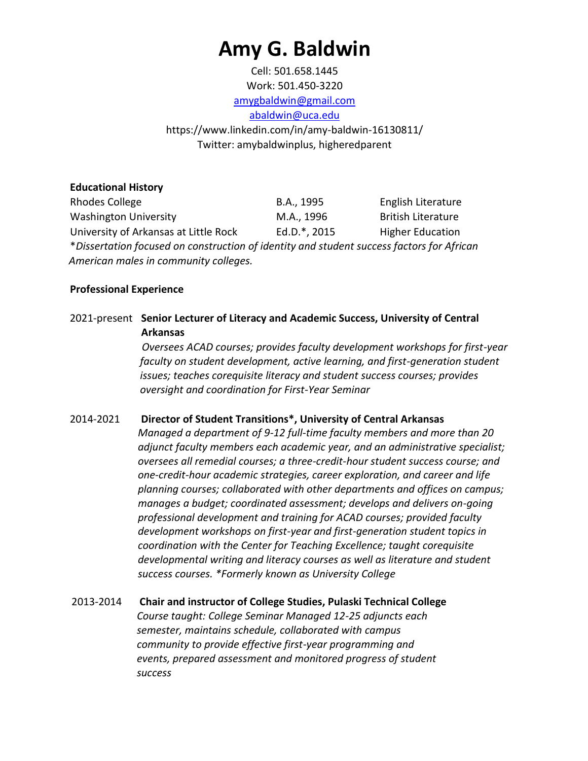# Amy G. Baldwin

Cell: 501.658.1445
Work: 501.450-3220
amygbaldwin@gmail.com
abaldwin@uca.edu
https://www.linkedin.com/in/amy-baldwin-16130811/
Twitter: amybaldwinplus, higheredparent

**Educational History**

| | | |
|---|---|---|
| Rhodes College | B.A., 1995 | English Literature |
| Washington University | M.A., 1996 | British Literature |
| University of Arkansas at Little Rock | Ed.D.*, 2015 | Higher Education |

**Dissertation focused on construction of identity and student success factors for African American males in community colleges.*

**Professional Experience**

2021-present **Senior Lecturer of Literacy and Academic Success, University of Central Arkansas**

*Oversees ACAD courses; provides faculty development workshops for first-year faculty on student development, active learning, and first-generation student issues; teaches corequisite literacy and student success courses; provides oversight and coordination for First-Year Seminar*

2014-2021 **Director of Student Transitions*, University of Central Arkansas**

*Managed a department of 9-12 full-time faculty members and more than 20 adjunct faculty members each academic year, and an administrative specialist; oversees all remedial courses; a three-credit-hour student success course; and one-credit-hour academic strategies, career exploration, and career and life planning courses; collaborated with other departments and offices on campus; manages a budget; coordinated assessment; develops and delivers on-going professional development and training for ACAD courses; provided faculty development workshops on first-year and first-generation student topics in coordination with the Center for Teaching Excellence; taught corequisite developmental writing and literacy courses as well as literature and student success courses. *Formerly known as University College*

2013-2014 **Chair and instructor of College Studies, Pulaski Technical College**

*Course taught: College Seminar Managed 12-25 adjuncts each semester, maintains schedule, collaborated with campus community to provide effective first-year programming and events, prepared assessment and monitored progress of student success*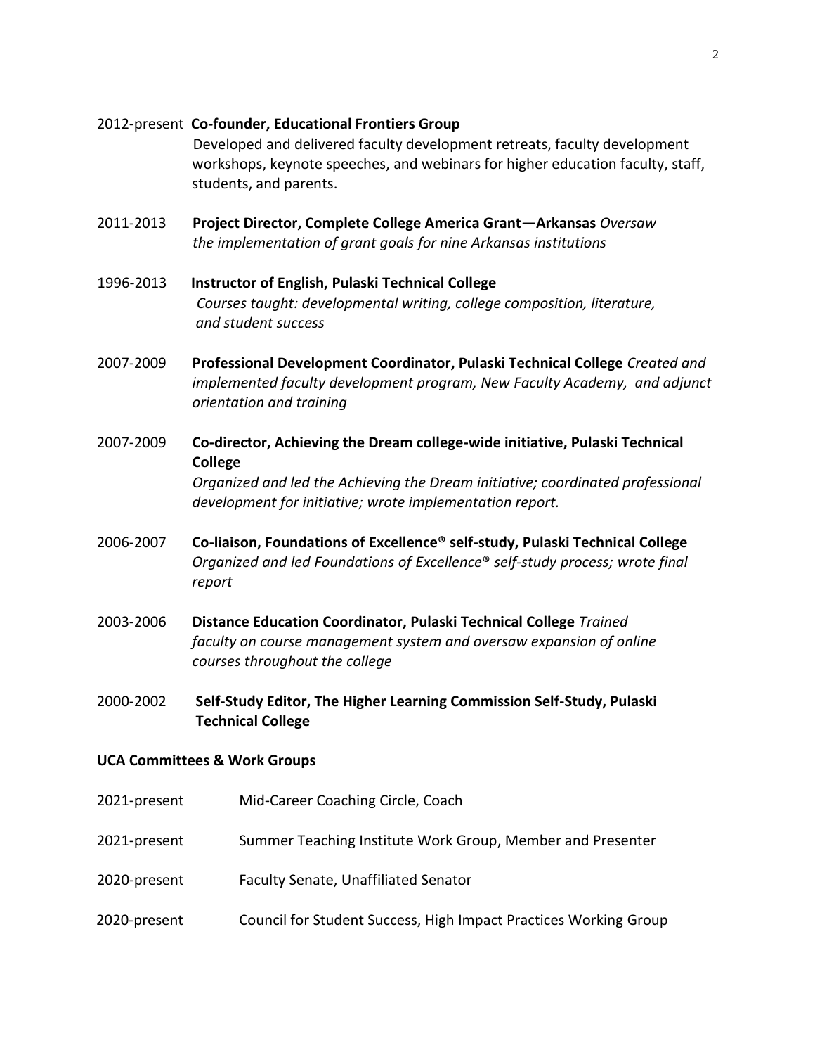2012-present **Co-founder, Educational Frontiers Group**
Developed and delivered faculty development retreats, faculty development workshops, keynote speeches, and webinars for higher education faculty, staff, students, and parents.

2011-2013 **Project Director, Complete College America Grant—Arkansas** *Oversaw the implementation of grant goals for nine Arkansas institutions*

1996-2013 **Instructor of English, Pulaski Technical College**
*Courses taught: developmental writing, college composition, literature, and student success*

2007-2009 **Professional Development Coordinator, Pulaski Technical College** *Created and implemented faculty development program, New Faculty Academy, and adjunct orientation and training*

2007-2009 **Co-director, Achieving the Dream college-wide initiative, Pulaski Technical College**
*Organized and led the Achieving the Dream initiative; coordinated professional development for initiative; wrote implementation report.*

2006-2007 **Co-liaison, Foundations of Excellence® self-study, Pulaski Technical College**
*Organized and led Foundations of Excellence® self-study process; wrote final report*

2003-2006 **Distance Education Coordinator, Pulaski Technical College** *Trained faculty on course management system and oversaw expansion of online courses throughout the college*

2000-2002 **Self-Study Editor, The Higher Learning Commission Self-Study, Pulaski Technical College**

**UCA Committees & Work Groups**

2021-present Mid-Career Coaching Circle, Coach

2021-present Summer Teaching Institute Work Group, Member and Presenter

2020-present Faculty Senate, Unaffiliated Senator

2020-present Council for Student Success, High Impact Practices Working Group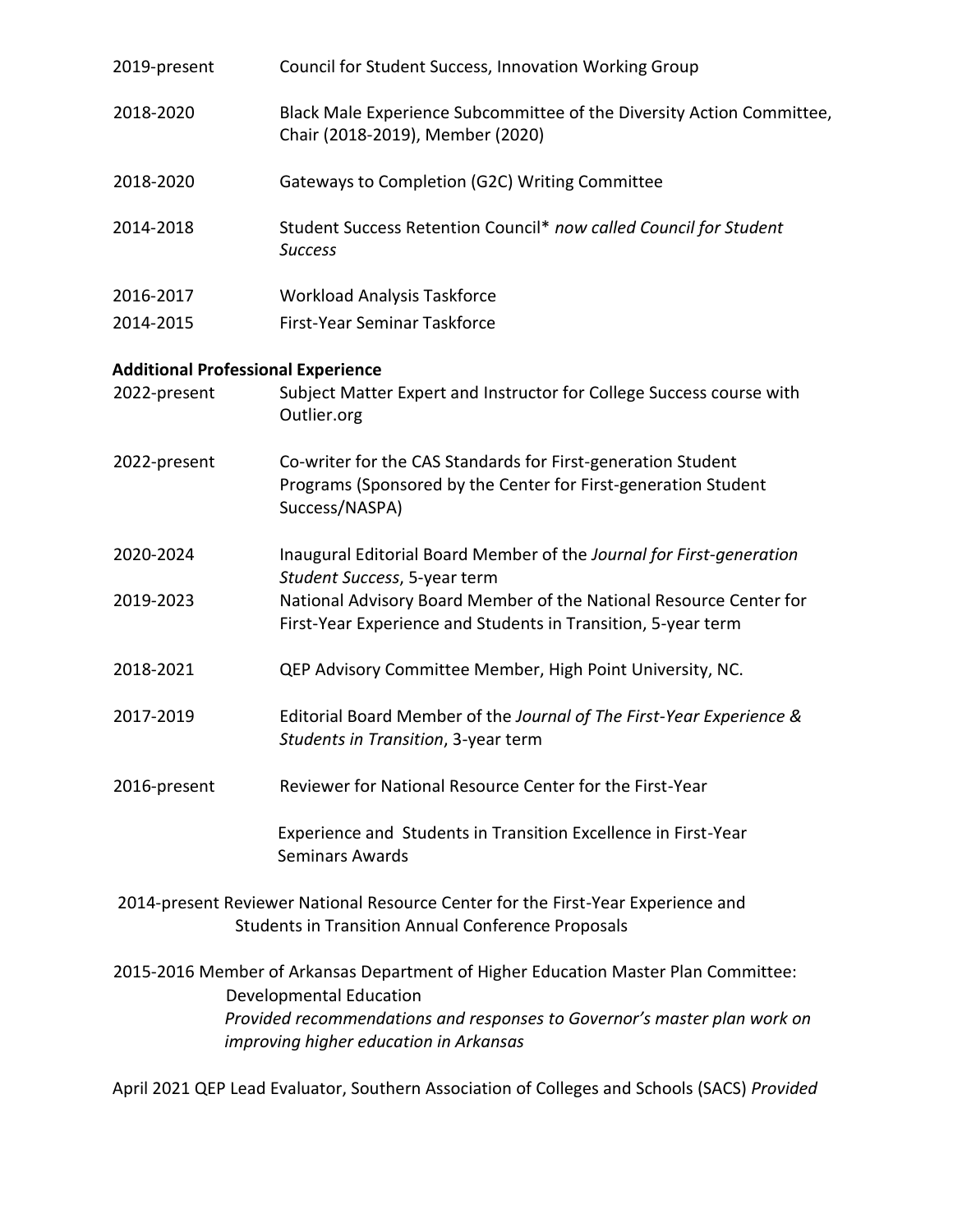2019-present Council for Student Success, Innovation Working Group

2018-2020 Black Male Experience Subcommittee of the Diversity Action Committee, Chair (2018-2019), Member (2020)

2018-2020 Gateways to Completion (G2C) Writing Committee

2014-2018 Student Success Retention Council* *now called Council for Student Success*

2016-2017 Workload Analysis Taskforce

2014-2015 First-Year Seminar Taskforce

**Additional Professional Experience**

2022-present Subject Matter Expert and Instructor for College Success course with Outlier.org

2022-present Co-writer for the CAS Standards for First-generation Student Programs (Sponsored by the Center for First-generation Student Success/NASPA)

2020-2024 Inaugural Editorial Board Member of the *Journal for First-generation Student Success*, 5-year term

2019-2023 National Advisory Board Member of the National Resource Center for First-Year Experience and Students in Transition, 5-year term

2018-2021 QEP Advisory Committee Member, High Point University, NC.

2017-2019 Editorial Board Member of the *Journal of The First-Year Experience & Students in Transition*, 3-year term

2016-present Reviewer for National Resource Center for the First-Year

Experience and Students in Transition Excellence in First-Year Seminars Awards

2014-present Reviewer National Resource Center for the First-Year Experience and Students in Transition Annual Conference Proposals

2015-2016 Member of Arkansas Department of Higher Education Master Plan Committee: Developmental Education
*Provided recommendations and responses to Governor's master plan work on improving higher education in Arkansas*

April 2021 QEP Lead Evaluator, Southern Association of Colleges and Schools (SACS) *Provided*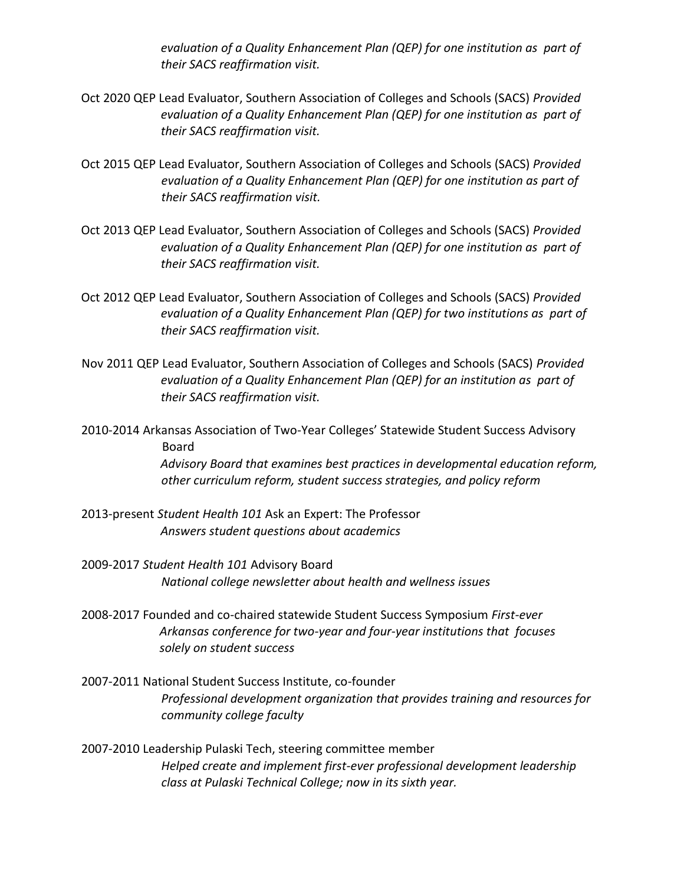*evaluation of a Quality Enhancement Plan (QEP) for one institution as part of their SACS reaffirmation visit.*

Oct 2020 QEP Lead Evaluator, Southern Association of Colleges and Schools (SACS) *Provided evaluation of a Quality Enhancement Plan (QEP) for one institution as part of their SACS reaffirmation visit.*

Oct 2015 QEP Lead Evaluator, Southern Association of Colleges and Schools (SACS) *Provided evaluation of a Quality Enhancement Plan (QEP) for one institution as part of their SACS reaffirmation visit.*

Oct 2013 QEP Lead Evaluator, Southern Association of Colleges and Schools (SACS) *Provided evaluation of a Quality Enhancement Plan (QEP) for one institution as part of their SACS reaffirmation visit.*

Oct 2012 QEP Lead Evaluator, Southern Association of Colleges and Schools (SACS) *Provided evaluation of a Quality Enhancement Plan (QEP) for two institutions as part of their SACS reaffirmation visit.*

Nov 2011 QEP Lead Evaluator, Southern Association of Colleges and Schools (SACS) *Provided evaluation of a Quality Enhancement Plan (QEP) for an institution as part of their SACS reaffirmation visit.*

2010-2014 Arkansas Association of Two-Year Colleges' Statewide Student Success Advisory Board
*Advisory Board that examines best practices in developmental education reform, other curriculum reform, student success strategies, and policy reform*

2013-present *Student Health 101* Ask an Expert: The Professor
*Answers student questions about academics*

2009-2017 *Student Health 101* Advisory Board
*National college newsletter about health and wellness issues*

2008-2017 Founded and co-chaired statewide Student Success Symposium *First-ever Arkansas conference for two-year and four-year institutions that focuses solely on student success*

2007-2011 National Student Success Institute, co-founder
*Professional development organization that provides training and resources for community college faculty*

2007-2010 Leadership Pulaski Tech, steering committee member
*Helped create and implement first-ever professional development leadership class at Pulaski Technical College; now in its sixth year.*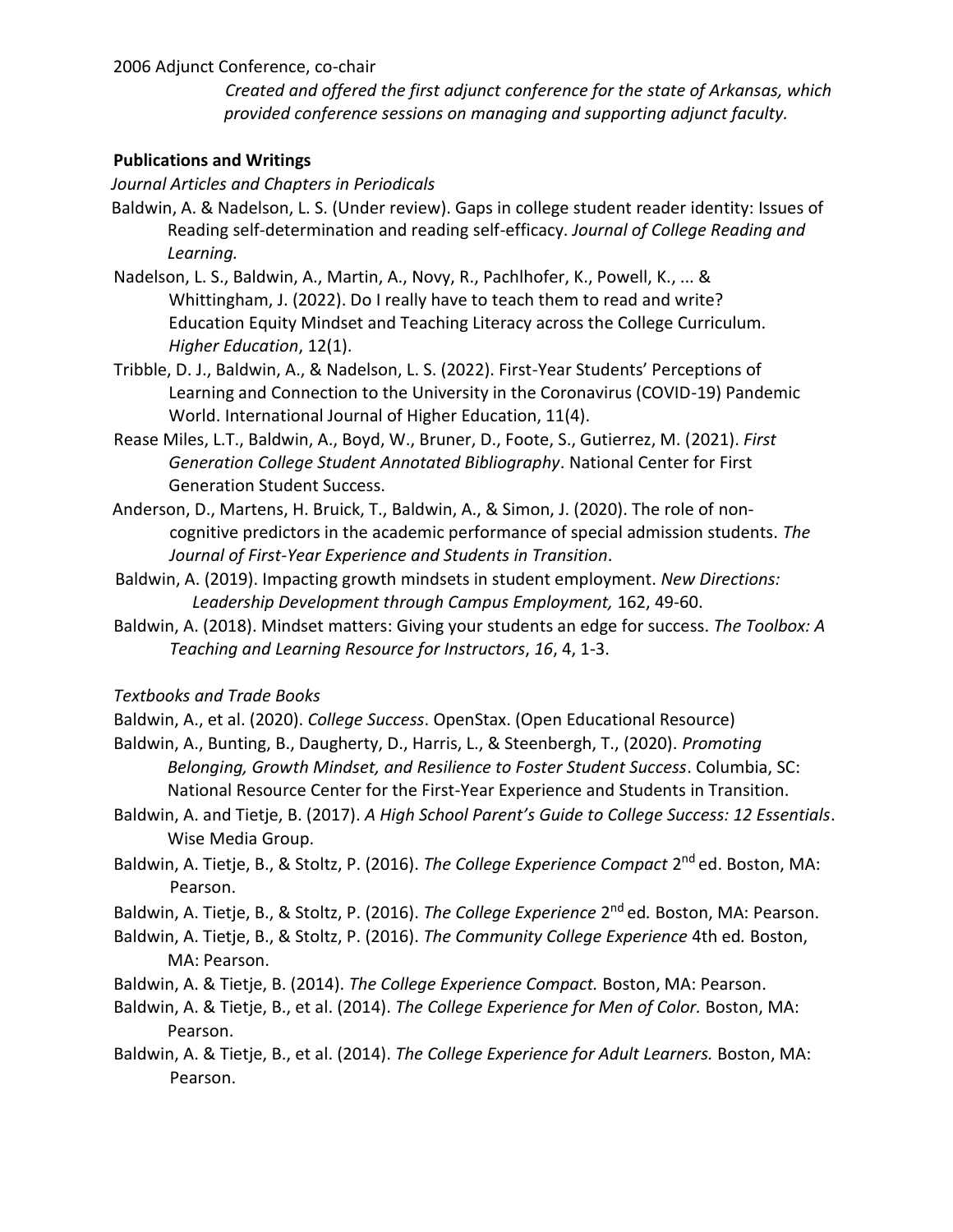2006 Adjunct Conference, co-chair

*Created and offered the first adjunct conference for the state of Arkansas, which provided conference sessions on managing and supporting adjunct faculty.*

**Publications and Writings**

*Journal Articles and Chapters in Periodicals*

Baldwin, A. & Nadelson, L. S. (Under review). Gaps in college student reader identity: Issues of Reading self-determination and reading self-efficacy. *Journal of College Reading and Learning.*

Nadelson, L. S., Baldwin, A., Martin, A., Novy, R., Pachlhofer, K., Powell, K., ... & Whittingham, J. (2022). Do I really have to teach them to read and write? Education Equity Mindset and Teaching Literacy across the College Curriculum. *Higher Education*, 12(1).

Tribble, D. J., Baldwin, A., & Nadelson, L. S. (2022). First-Year Students' Perceptions of Learning and Connection to the University in the Coronavirus (COVID-19) Pandemic World. International Journal of Higher Education, 11(4).

Rease Miles, L.T., Baldwin, A., Boyd, W., Bruner, D., Foote, S., Gutierrez, M. (2021). *First Generation College Student Annotated Bibliography*. National Center for First Generation Student Success.

Anderson, D., Martens, H. Bruick, T., Baldwin, A., & Simon, J. (2020). The role of non-cognitive predictors in the academic performance of special admission students. *The Journal of First-Year Experience and Students in Transition*.

Baldwin, A. (2019). Impacting growth mindsets in student employment. *New Directions: Leadership Development through Campus Employment,* 162, 49-60.

Baldwin, A. (2018). Mindset matters: Giving your students an edge for success. *The Toolbox: A Teaching and Learning Resource for Instructors*, *16*, 4, 1-3.

*Textbooks and Trade Books*

Baldwin, A., et al. (2020). *College Success*. OpenStax. (Open Educational Resource)

Baldwin, A., Bunting, B., Daugherty, D., Harris, L., & Steenbergh, T., (2020). *Promoting Belonging, Growth Mindset, and Resilience to Foster Student Success*. Columbia, SC: National Resource Center for the First-Year Experience and Students in Transition.

Baldwin, A. and Tietje, B. (2017). *A High School Parent's Guide to College Success: 12 Essentials*. Wise Media Group.

Baldwin, A. Tietje, B., & Stoltz, P. (2016). *The College Experience Compact* 2nd ed. Boston, MA: Pearson.

Baldwin, A. Tietje, B., & Stoltz, P. (2016). *The College Experience* 2nd ed. Boston, MA: Pearson.

Baldwin, A. Tietje, B., & Stoltz, P. (2016). *The Community College Experience* 4th ed. Boston, MA: Pearson.

Baldwin, A. & Tietje, B. (2014). *The College Experience Compact.* Boston, MA: Pearson.

Baldwin, A. & Tietje, B., et al. (2014). *The College Experience for Men of Color.* Boston, MA: Pearson.

Baldwin, A. & Tietje, B., et al. (2014). *The College Experience for Adult Learners.* Boston, MA: Pearson.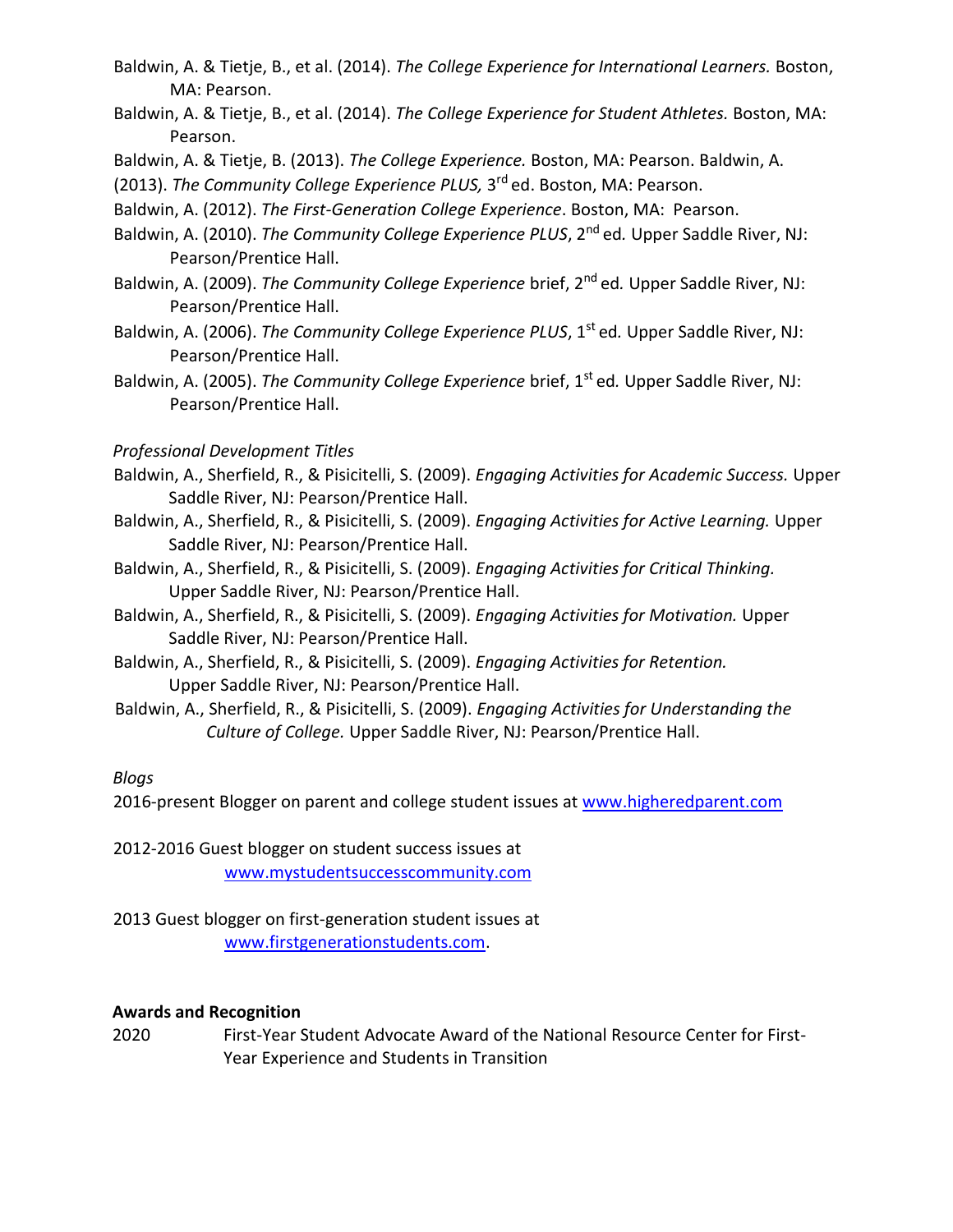Baldwin, A. & Tietje, B., et al. (2014). *The College Experience for International Learners.* Boston, MA: Pearson.

Baldwin, A. & Tietje, B., et al. (2014). *The College Experience for Student Athletes.* Boston, MA: Pearson.

Baldwin, A. & Tietje, B. (2013). *The College Experience.* Boston, MA: Pearson. Baldwin, A. (2013). *The Community College Experience PLUS,* 3rd ed. Boston, MA: Pearson.

Baldwin, A. (2012). *The First-Generation College Experience*. Boston, MA: Pearson.

Baldwin, A. (2010). *The Community College Experience PLUS*, 2nd ed*.* Upper Saddle River, NJ: Pearson/Prentice Hall.

Baldwin, A. (2009). *The Community College Experience* brief, 2nd ed*.* Upper Saddle River, NJ: Pearson/Prentice Hall.

Baldwin, A. (2006). *The Community College Experience PLUS*, 1st ed*.* Upper Saddle River, NJ: Pearson/Prentice Hall.

Baldwin, A. (2005). *The Community College Experience* brief, 1st ed*.* Upper Saddle River, NJ: Pearson/Prentice Hall.

*Professional Development Titles*

Baldwin, A., Sherfield, R., & Pisicitelli, S. (2009). *Engaging Activities for Academic Success.* Upper Saddle River, NJ: Pearson/Prentice Hall.

Baldwin, A., Sherfield, R., & Pisicitelli, S. (2009). *Engaging Activities for Active Learning.* Upper Saddle River, NJ: Pearson/Prentice Hall.

Baldwin, A., Sherfield, R., & Pisicitelli, S. (2009). *Engaging Activities for Critical Thinking.* Upper Saddle River, NJ: Pearson/Prentice Hall.

Baldwin, A., Sherfield, R., & Pisicitelli, S. (2009). *Engaging Activities for Motivation.* Upper Saddle River, NJ: Pearson/Prentice Hall.

Baldwin, A., Sherfield, R., & Pisicitelli, S. (2009). *Engaging Activities for Retention.* Upper Saddle River, NJ: Pearson/Prentice Hall.

Baldwin, A., Sherfield, R., & Pisicitelli, S. (2009). *Engaging Activities for Understanding the Culture of College.* Upper Saddle River, NJ: Pearson/Prentice Hall.

*Blogs*

2016-present Blogger on parent and college student issues at www.higheredparent.com

2012-2016 Guest blogger on student success issues at www.mystudentsuccesscommunity.com

2013 Guest blogger on first-generation student issues at www.firstgenerationstudents.com.

**Awards and Recognition**

2020 First-Year Student Advocate Award of the National Resource Center for First-Year Experience and Students in Transition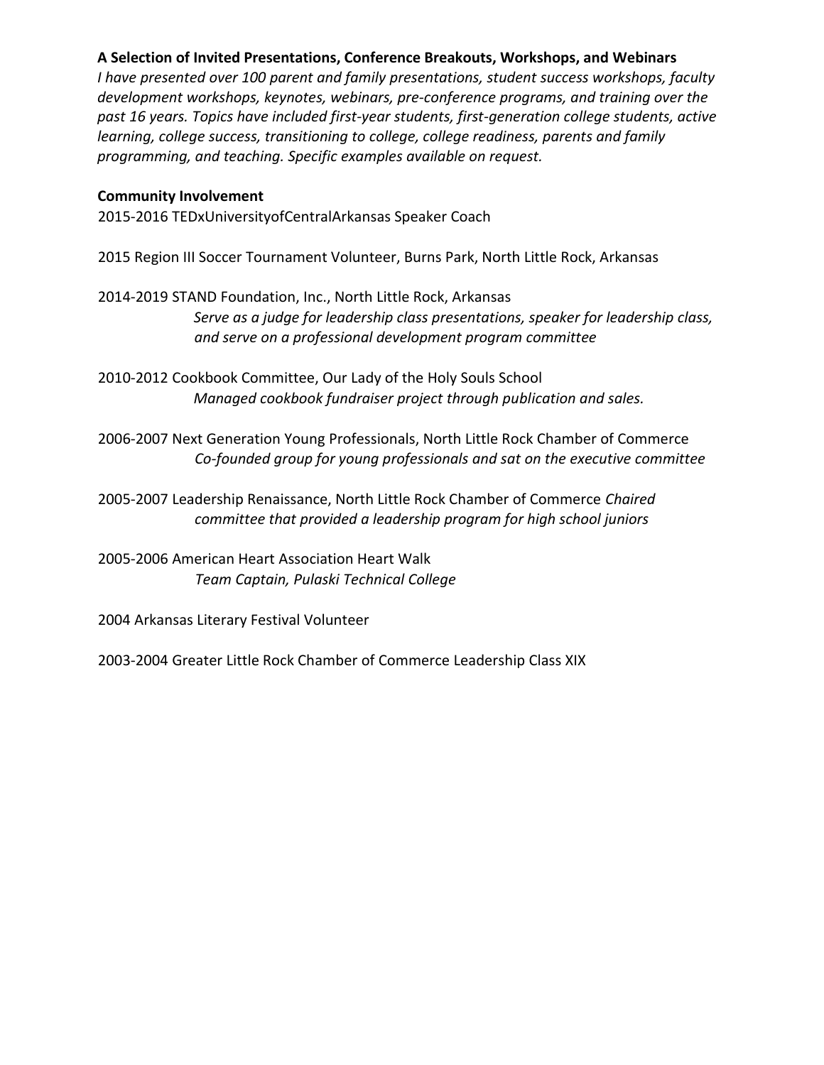**A Selection of Invited Presentations, Conference Breakouts, Workshops, and Webinars**

*I have presented over 100 parent and family presentations, student success workshops, faculty development workshops, keynotes, webinars, pre-conference programs, and training over the past 16 years. Topics have included first-year students, first-generation college students, active learning, college success, transitioning to college, college readiness, parents and family programming, and teaching. Specific examples available on request.*

**Community Involvement**

2015-2016 TEDxUniversityofCentralArkansas Speaker Coach

2015 Region III Soccer Tournament Volunteer, Burns Park, North Little Rock, Arkansas

2014-2019 STAND Foundation, Inc., North Little Rock, Arkansas
*Serve as a judge for leadership class presentations, speaker for leadership class, and serve on a professional development program committee*

2010-2012 Cookbook Committee, Our Lady of the Holy Souls School
*Managed cookbook fundraiser project through publication and sales.*

2006-2007 Next Generation Young Professionals, North Little Rock Chamber of Commerce
*Co-founded group for young professionals and sat on the executive committee*

2005-2007 Leadership Renaissance, North Little Rock Chamber of Commerce *Chaired committee that provided a leadership program for high school juniors*

2005-2006 American Heart Association Heart Walk
*Team Captain, Pulaski Technical College*

2004 Arkansas Literary Festival Volunteer

2003-2004 Greater Little Rock Chamber of Commerce Leadership Class XIX